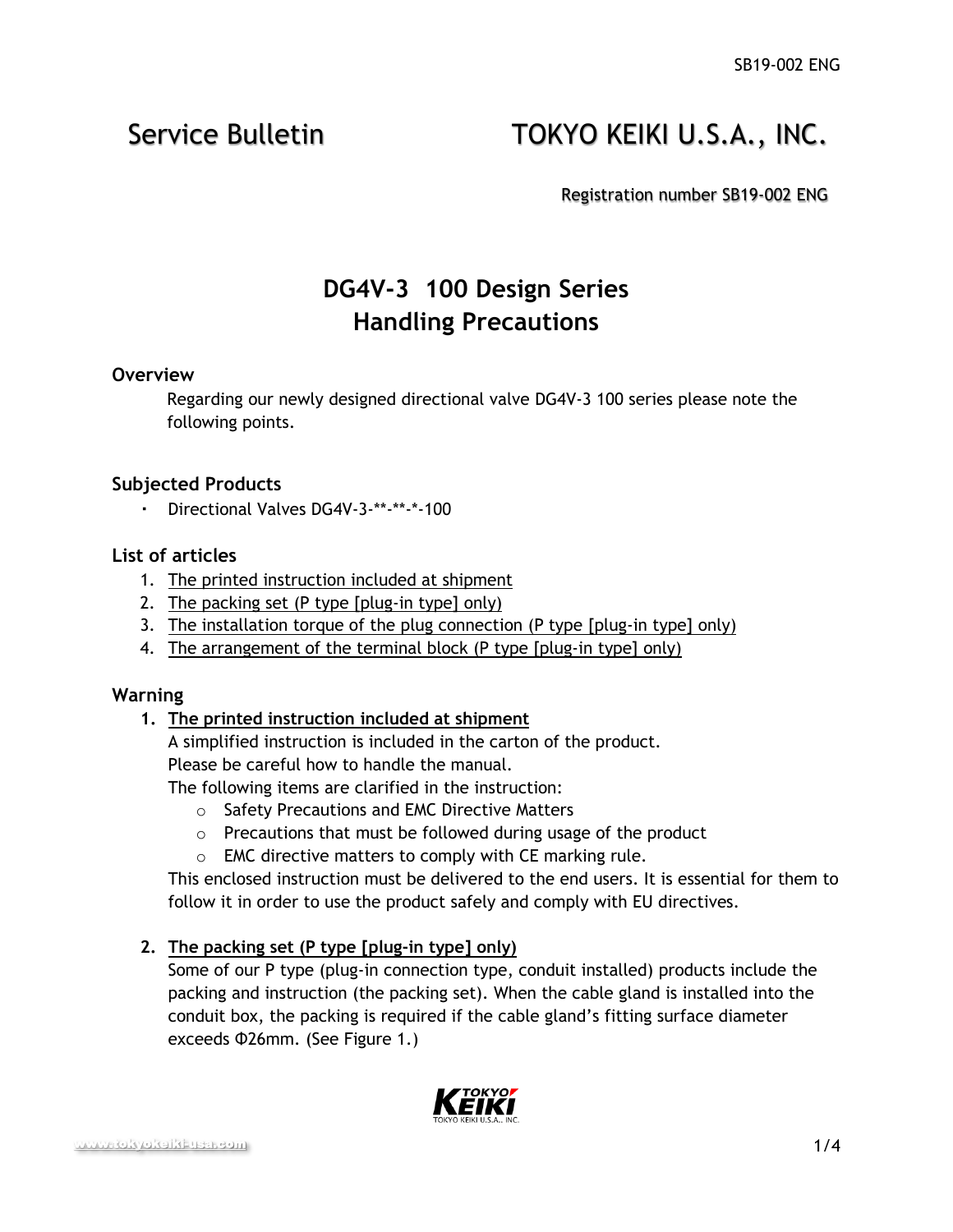Service Bulletin TOKYO KEIKI U.S.A., INC.

Registration number SB19-002 ENG

# DG4V-3 100 Design Series Handling Precautions

## Overview

Regarding our newly designed directional valve DG4V-3 100 series please note the following points.

## Subjected Products

- Directional Valves DG4V-3-**-**-*-100

## List of articles

1. The printed instruction included at shipment
2. The packing set (P type [plug-in type] only)
3. The installation torque of the plug connection (P type [plug-in type] only)
4. The arrangement of the terminal block (P type [plug-in type] only)

## Warning

1. **The printed instruction included at shipment**

   A simplified instruction is included in the carton of the product.
   Please be careful how to handle the manual.
   The following items are clarified in the instruction:
   - Safety Precautions and EMC Directive Matters
   - Precautions that must be followed during usage of the product
   - EMC directive matters to comply with CE marking rule.

   This enclosed instruction must be delivered to the end users. It is essential for them to follow it in order to use the product safely and comply with EU directives.

2. **The packing set (P type [plug-in type] only)**

   Some of our P type (plug-in connection type, conduit installed) products include the packing and instruction (the packing set). When the cable gland is installed into the conduit box, the packing is required if the cable gland's fitting surface diameter exceeds Φ26mm. (See Figure 1.)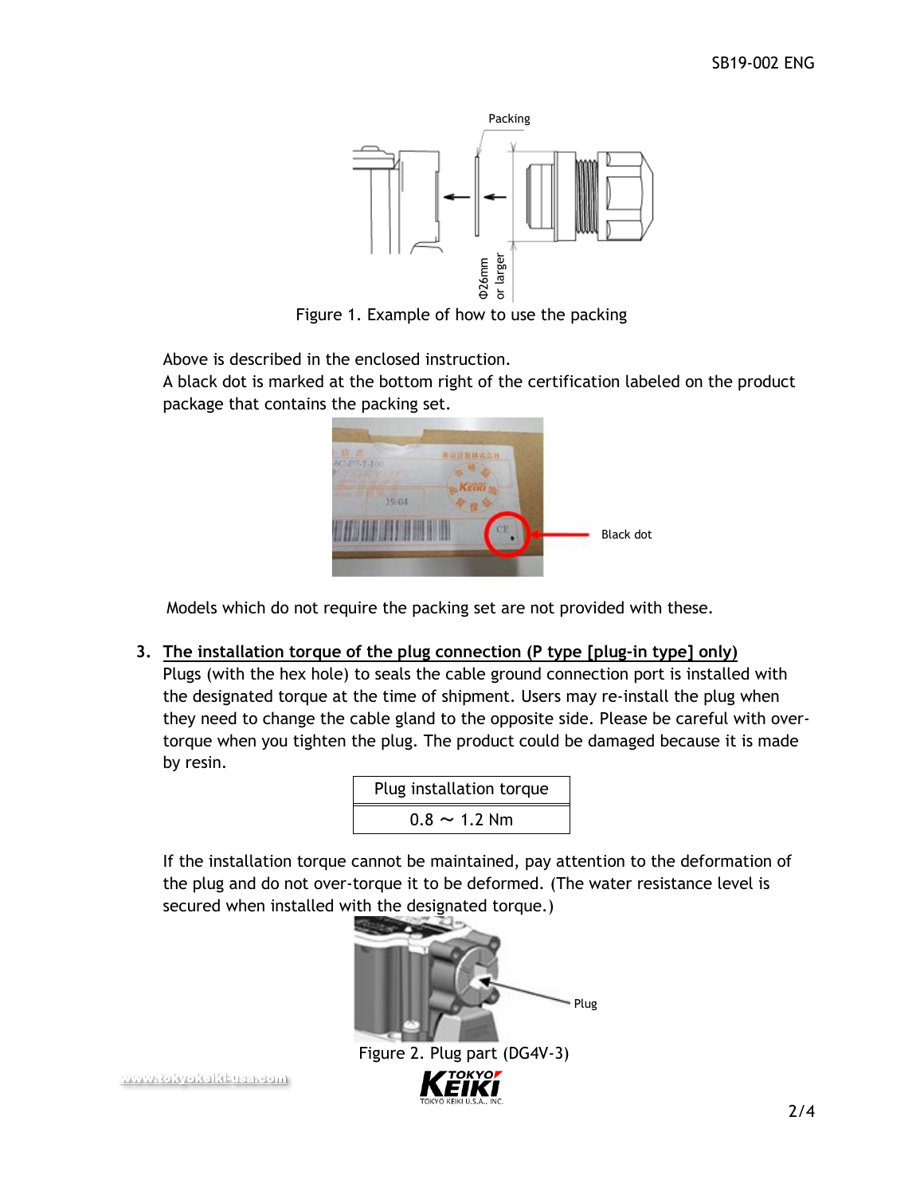Figure 1. Example of how to use the packing

Above is described in the enclosed instruction.
A black dot is marked at the bottom right of the certification labeled on the product package that contains the packing set.

Models which do not require the packing set are not provided with these.

3. **The installation torque of the plug connection (P type [plug-in type] only)**
   Plugs (with the hex hole) to seals the cable ground connection port is installed with the designated torque at the time of shipment. Users may re-install the plug when they need to change the cable gland to the opposite side. Please be careful with over-torque when you tighten the plug. The product could be damaged because it is made by resin.

| Plug installation torque |
| --- |
| 0.8 ～ 1.2 Nm |

If the installation torque cannot be maintained, pay attention to the deformation of the plug and do not over-torque it to be deformed. (The water resistance level is secured when installed with the designated torque.)

Figure 2. Plug part (DG4V-3)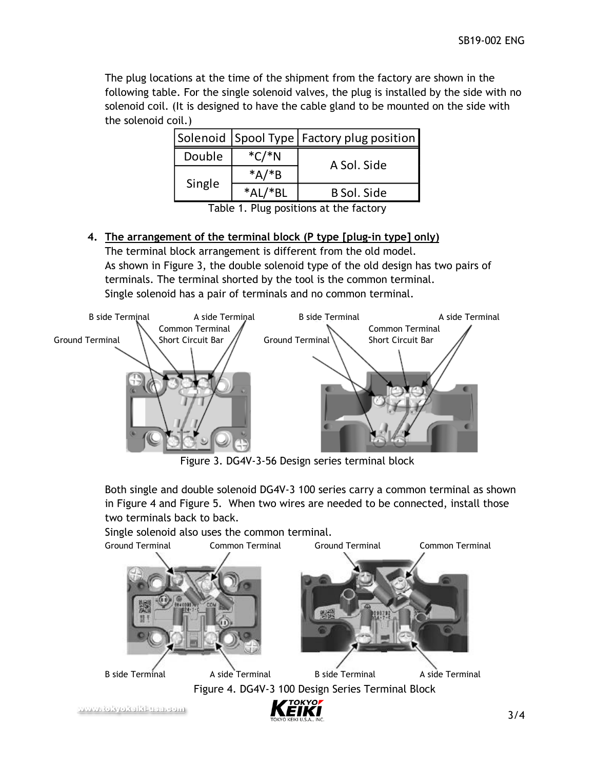The plug locations at the time of the shipment from the factory are shown in the following table. For the single solenoid valves, the plug is installed by the side with no solenoid coil. (It is designed to have the cable gland to be mounted on the side with the solenoid coil.)

| Solenoid | Spool Type | Factory plug position |
|---|---|---|
| Double | *C/*N | A Sol. Side |
| Single | *A/*B | |
| | *AL/*BL | B Sol. Side |

Table 1. Plug positions at the factory

4. **The arrangement of the terminal block (P type [plug-in type] only)**

   The terminal block arrangement is different from the old model.
   As shown in Figure 3, the double solenoid type of the old design has two pairs of terminals. The terminal shorted by the tool is the common terminal.
   Single solenoid has a pair of terminals and no common terminal.

B side Terminal A side Terminal Common Terminal Ground Terminal Short Circuit Bar

B side Terminal A side Terminal Common Terminal Ground Terminal Short Circuit Bar

Figure 3. DG4V-3-56 Design series terminal block

Both single and double solenoid DG4V-3 100 series carry a common terminal as shown in Figure 4 and Figure 5. When two wires are needed to be connected, install those two terminals back to back.
Single solenoid also uses the common terminal.

Ground Terminal Common Terminal Ground Terminal Common Terminal

B side Terminal A side Terminal B side Terminal A side Terminal

Figure 4. DG4V-3 100 Design Series Terminal Block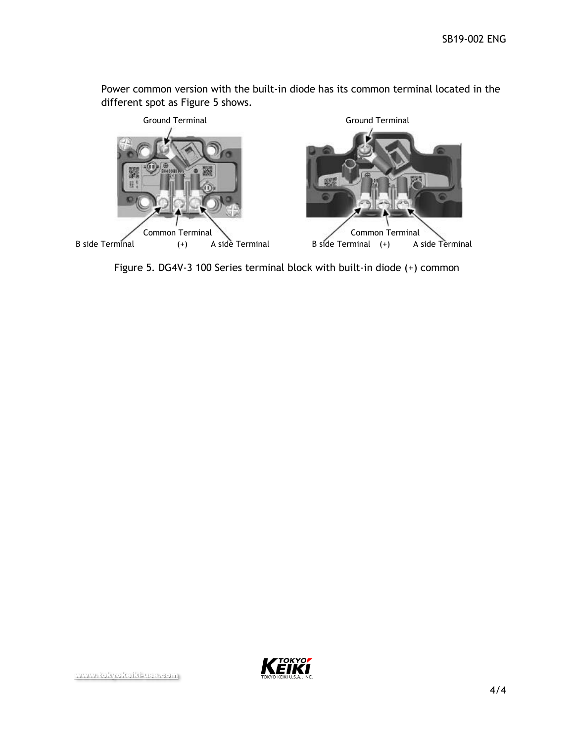Power common version with the built-in diode has its common terminal located in the different spot as Figure 5 shows.

Ground Terminal

Common Terminal

B side Terminal (+) A side Terminal

Ground Terminal

Common Terminal

B side Terminal (+) A side Terminal

Figure 5. DG4V-3 100 Series terminal block with built-in diode (+) common